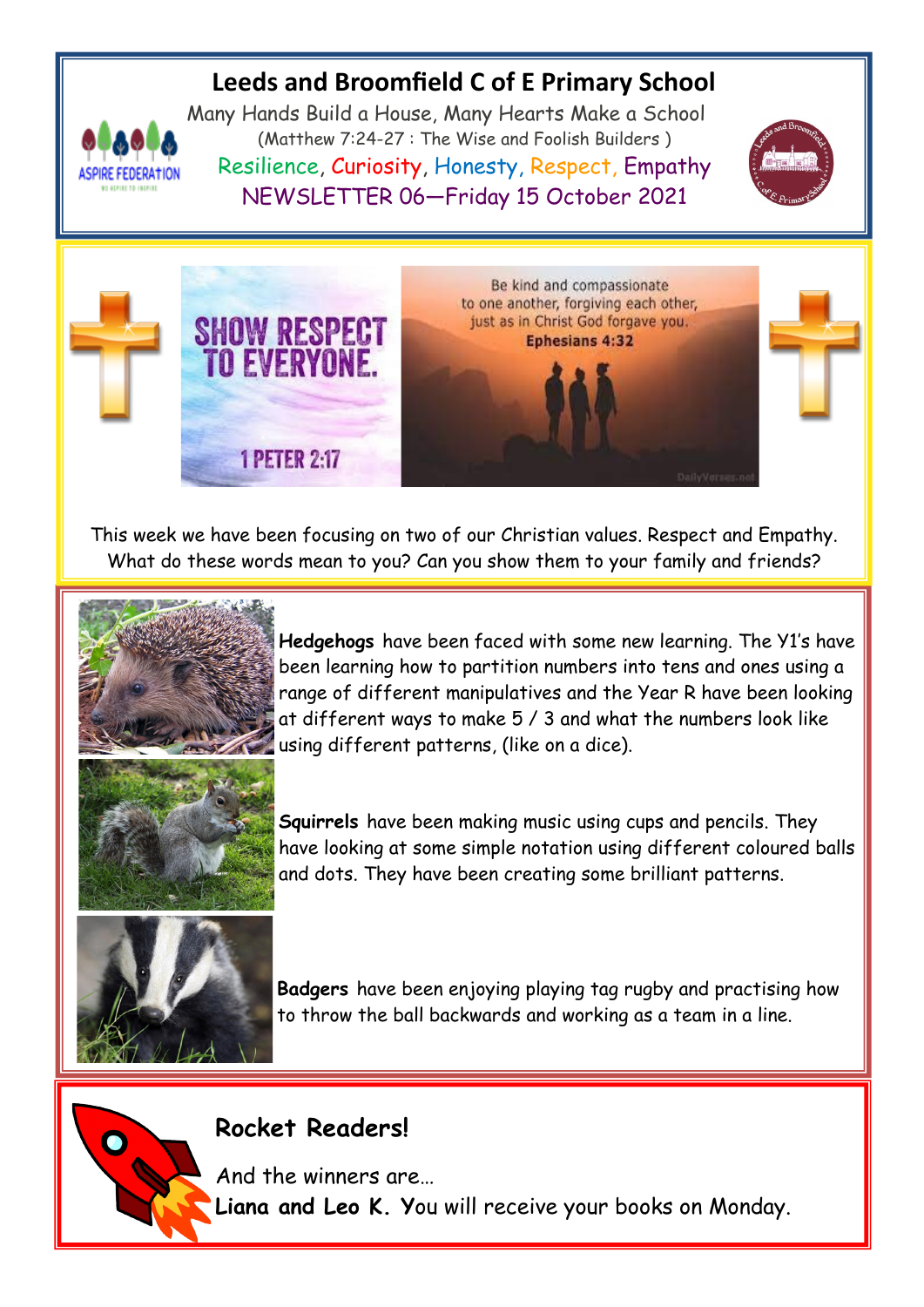# Leeds and Broomfield C of E Primary School

Many Hands Build a House, Many Hearts Make a School

(Matthew 7:24-27 : The Wise and Foolish Builders )

Resilience, Curiosity, Honesty, Respect, Empathy

NEWSLETTER 06—Friday 15 October 2021

SHOW RESPECT TO EVERYONE.

1 PETER 2:17

Be kind and compassionate to one another, forgiving each other, just as in Christ God forgave you.

Ephesians 4:32

This week we have been focusing on two of our Christian values. Respect and Empathy. What do these words mean to you? Can you show them to your family and friends?

**Hedgehogs** have been faced with some new learning. The Y1's have been learning how to partition numbers into tens and ones using a range of different manipulatives and the Year R have been looking at different ways to make 5 / 3 and what the numbers look like using different patterns, (like on a dice).

**Squirrels** have been making music using cups and pencils. They have looking at some simple notation using different coloured balls and dots. They have been creating some brilliant patterns.

**Badgers** have been enjoying playing tag rugby and practising how to throw the ball backwards and working as a team in a line.

## Rocket Readers!

And the winners are…

**Liana and Leo K. Y**ou will receive your books on Monday.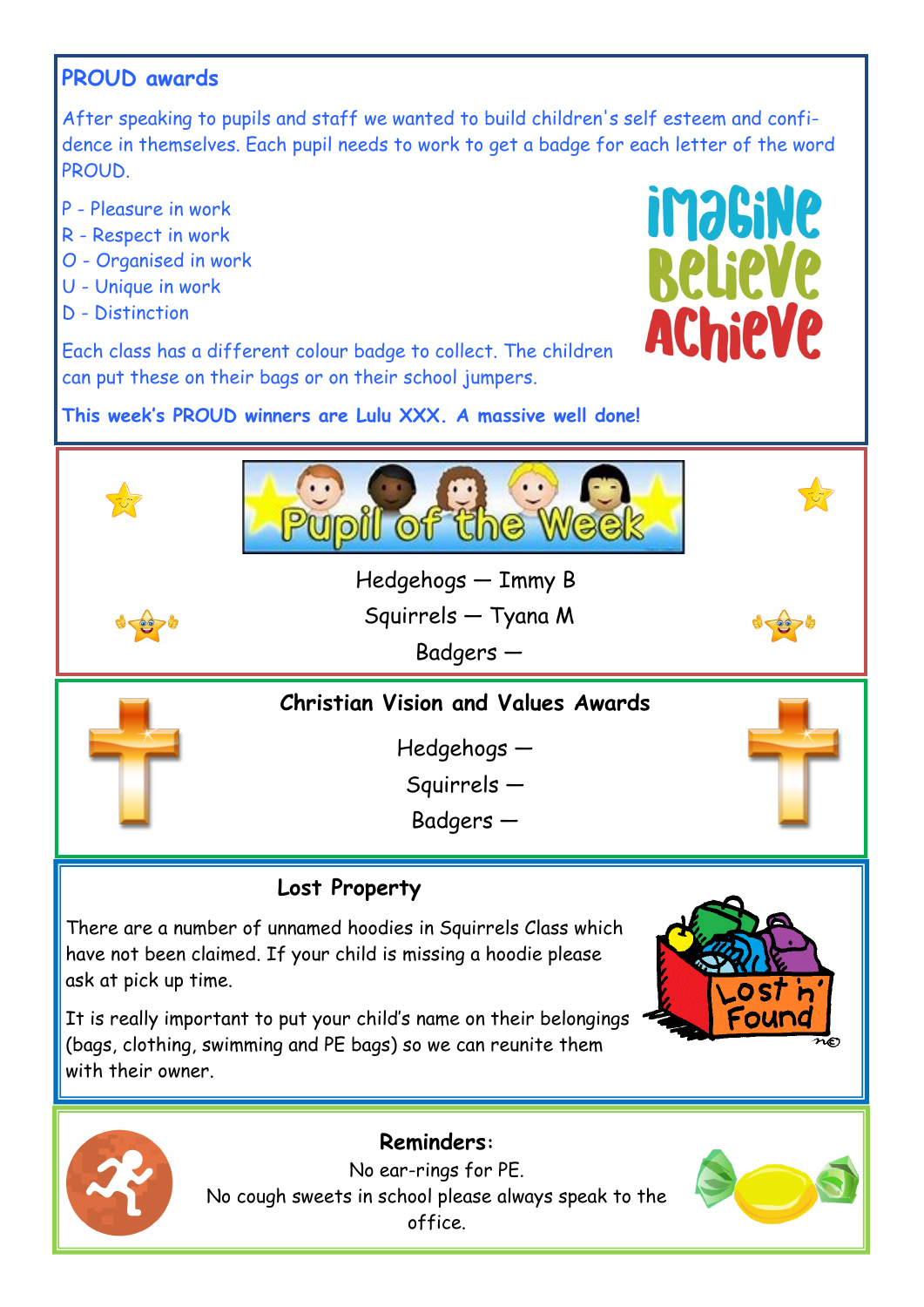## PROUD awards

After speaking to pupils and staff we wanted to build children's self esteem and confidence in themselves. Each pupil needs to work to get a badge for each letter of the word PROUD.

P - Pleasure in work
R - Respect in work
O - Organised in work
U - Unique in work
D - Distinction

Each class has a different colour badge to collect. The children can put these on their bags or on their school jumpers.

**This week's PROUD winners are Lulu XXX. A massive well done!**

## Pupil of the Week

Hedgehogs — Immy B

Squirrels — Tyana M

Badgers —

## Christian Vision and Values Awards

Hedgehogs —

Squirrels —

Badgers —

## Lost Property

There are a number of unnamed hoodies in Squirrels Class which have not been claimed. If your child is missing a hoodie please ask at pick up time.

It is really important to put your child's name on their belongings (bags, clothing, swimming and PE bags) so we can reunite them with their owner.

## Reminders:

No ear-rings for PE.

No cough sweets in school please always speak to the office.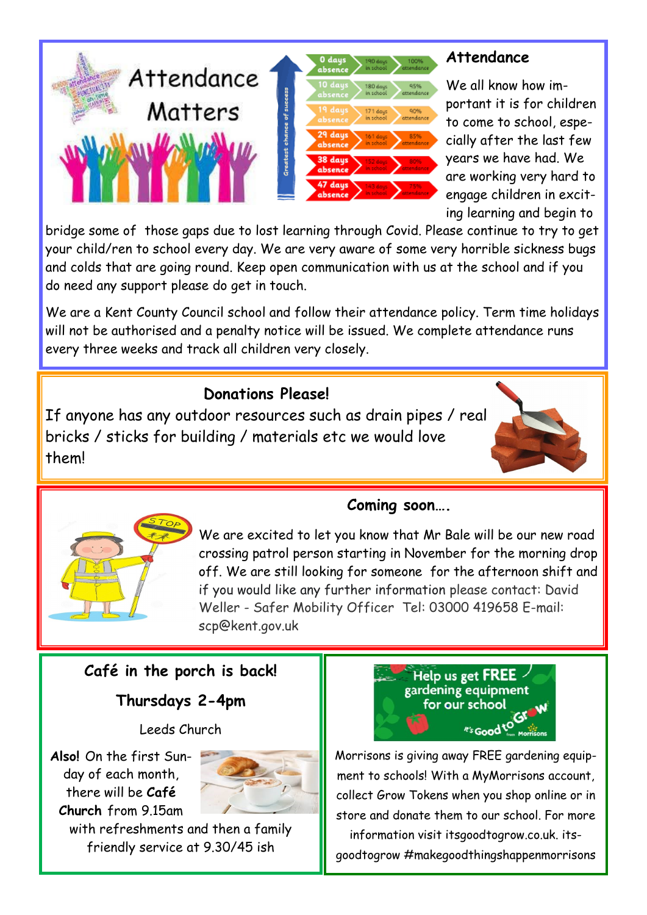# Attendance Matters

| Absence | Days in school | Attendance |
|---|---|---|
| 0 days absence | 190 days in school | 100% attendance |
| 10 days absence | 180 days in school | 95% attendance |
| 19 days absence | 171 days in school | 90% attendance |
| 29 days absence | 161 days in school | 85% attendance |
| 38 days absence | 152 days in school | 80% attendance |
| 47 days absence | 143 days in school | 75% attendance |

Greatest chance of success

## Attendance

We all know how important it is for children to come to school, especially after the last few years we have had. We are working very hard to engage children in exciting learning and begin to bridge some of those gaps due to lost learning through Covid. Please continue to try to get your child/ren to school every day. We are very aware of some very horrible sickness bugs and colds that are going round. Keep open communication with us at the school and if you do need any support please do get in touch.

We are a Kent County Council school and follow their attendance policy. Term time holidays will not be authorised and a penalty notice will be issued. We complete attendance runs every three weeks and track all children very closely.

## Donations Please!

If anyone has any outdoor resources such as drain pipes / real bricks / sticks for building / materials etc we would love them!

## Coming soon….

We are excited to let you know that Mr Bale will be our new road crossing patrol person starting in November for the morning drop off. We are still looking for someone for the afternoon shift and if you would like any further information please contact: David Weller - Safer Mobility Officer Tel: 03000 419658 E-mail: scp@kent.gov.uk

## Café in the porch is back!

**Thursdays 2-4pm**

Leeds Church

**Also!** On the first Sunday of each month, there will be **Café Church** from 9.15am with refreshments and then a family friendly service at 9.30/45 ish

## Help us get FREE gardening equipment for our school

It's Good to Grow from Morrisons

Morrisons is giving away FREE gardening equipment to schools! With a MyMorrisons account, collect Grow Tokens when you shop online or in store and donate them to our school. For more information visit itsgoodtogrow.co.uk. itsgoodtogrow #makegoodthingshappenmorrisons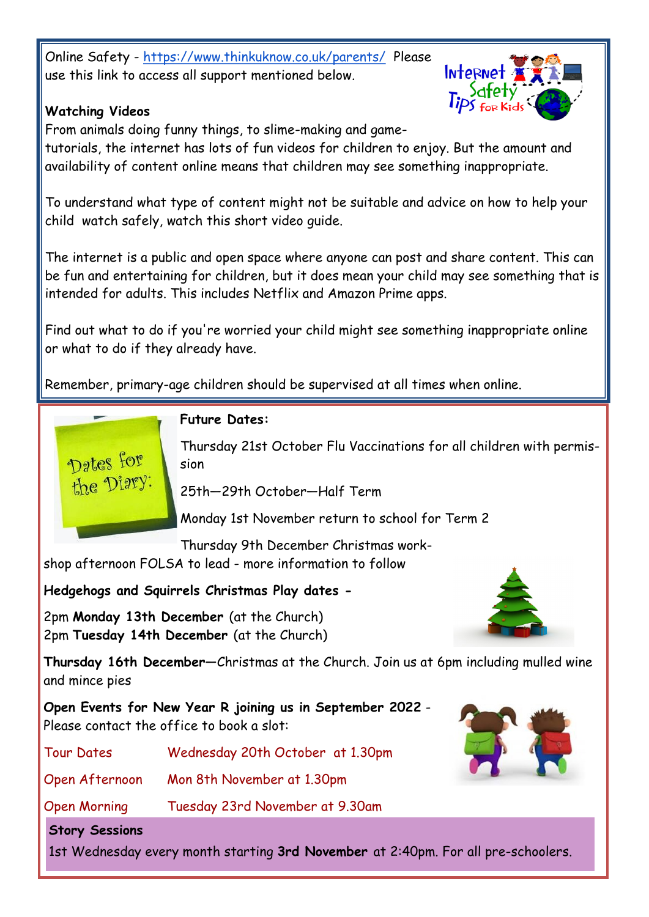Online Safety - https://www.thinkuknow.co.uk/parents/ Please use this link to access all support mentioned below.

**Watching Videos**

From animals doing funny things, to slime-making and game-tutorials, the internet has lots of fun videos for children to enjoy. But the amount and availability of content online means that children may see something inappropriate.

To understand what type of content might not be suitable and advice on how to help your child watch safely, watch this short video guide.

The internet is a public and open space where anyone can post and share content. This can be fun and entertaining for children, but it does mean your child may see something that is intended for adults. This includes Netflix and Amazon Prime apps.

Find out what to do if you're worried your child might see something inappropriate online or what to do if they already have.

Remember, primary-age children should be supervised at all times when online.

Dates for the Diary:

**Future Dates:**

Thursday 21st October Flu Vaccinations for all children with permission

25th—29th October—Half Term

Monday 1st November return to school for Term 2

Thursday 9th December Christmas workshop afternoon FOLSA to lead - more information to follow

**Hedgehogs and Squirrels Christmas Play dates -**

2pm **Monday 13th December** (at the Church)
2pm **Tuesday 14th December** (at the Church)

**Thursday 16th December**—Christmas at the Church. Join us at 6pm including mulled wine and mince pies

**Open Events for New Year R joining us in September 2022** - Please contact the office to book a slot:

| | |
|---|---|
| Tour Dates | Wednesday 20th October at 1.30pm |
| Open Afternoon | Mon 8th November at 1.30pm |
| Open Morning | Tuesday 23rd November at 9.30am |

**Story Sessions**

1st Wednesday every month starting **3rd November** at 2:40pm. For all pre-schoolers.